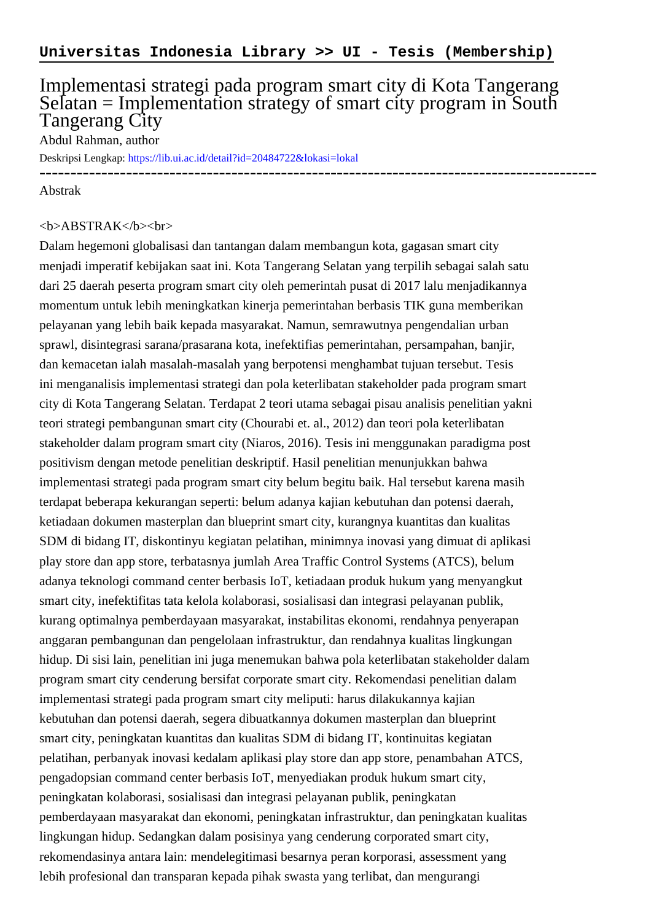**Universitas Indonesia Library >> UI - Tesis (Membership)**

# Implementasi strategi pada program smart city di Kota Tangerang Selatan = Implementation strategy of smart city program in South Tangerang City

Abdul Rahman, author

Deskripsi Lengkap: https://lib.ui.ac.id/detail?id=20484722&lokasi=lokal

------------------------------------------------------------------------------------------

Abstrak

<b>ABSTRAK</b><br>

Dalam hegemoni globalisasi dan tantangan dalam membangun kota, gagasan smart city menjadi imperatif kebijakan saat ini. Kota Tangerang Selatan yang terpilih sebagai salah satu dari 25 daerah peserta program smart city oleh pemerintah pusat di 2017 lalu menjadikannya momentum untuk lebih meningkatkan kinerja pemerintahan berbasis TIK guna memberikan pelayanan yang lebih baik kepada masyarakat. Namun, semrawutnya pengendalian urban sprawl, disintegrasi sarana/prasarana kota, inefektifias pemerintahan, persampahan, banjir, dan kemacetan ialah masalah-masalah yang berpotensi menghambat tujuan tersebut. Tesis ini menganalisis implementasi strategi dan pola keterlibatan stakeholder pada program smart city di Kota Tangerang Selatan. Terdapat 2 teori utama sebagai pisau analisis penelitian yakni teori strategi pembangunan smart city (Chourabi et. al., 2012) dan teori pola keterlibatan stakeholder dalam program smart city (Niaros, 2016). Tesis ini menggunakan paradigma post positivism dengan metode penelitian deskriptif. Hasil penelitian menunjukkan bahwa implementasi strategi pada program smart city belum begitu baik. Hal tersebut karena masih terdapat beberapa kekurangan seperti: belum adanya kajian kebutuhan dan potensi daerah, ketiadaan dokumen masterplan dan blueprint smart city, kurangnya kuantitas dan kualitas SDM di bidang IT, diskontinyu kegiatan pelatihan, minimnya inovasi yang dimuat di aplikasi play store dan app store, terbatasnya jumlah Area Traffic Control Systems (ATCS), belum adanya teknologi command center berbasis IoT, ketiadaan produk hukum yang menyangkut smart city, inefektifitas tata kelola kolaborasi, sosialisasi dan integrasi pelayanan publik, kurang optimalnya pemberdayaan masyarakat, instabilitas ekonomi, rendahnya penyerapan anggaran pembangunan dan pengelolaan infrastruktur, dan rendahnya kualitas lingkungan hidup. Di sisi lain, penelitian ini juga menemukan bahwa pola keterlibatan stakeholder dalam program smart city cenderung bersifat corporate smart city. Rekomendasi penelitian dalam implementasi strategi pada program smart city meliputi: harus dilakukannya kajian kebutuhan dan potensi daerah, segera dibuatkannya dokumen masterplan dan blueprint smart city, peningkatan kuantitas dan kualitas SDM di bidang IT, kontinuitas kegiatan pelatihan, perbanyak inovasi kedalam aplikasi play store dan app store, penambahan ATCS, pengadopsian command center berbasis IoT, menyediakan produk hukum smart city, peningkatan kolaborasi, sosialisasi dan integrasi pelayanan publik, peningkatan pemberdayaan masyarakat dan ekonomi, peningkatan infrastruktur, dan peningkatan kualitas lingkungan hidup. Sedangkan dalam posisinya yang cenderung corporated smart city, rekomendasinya antara lain: mendelegitimasi besarnya peran korporasi, assessment yang lebih profesional dan transparan kepada pihak swasta yang terlibat, dan mengurangi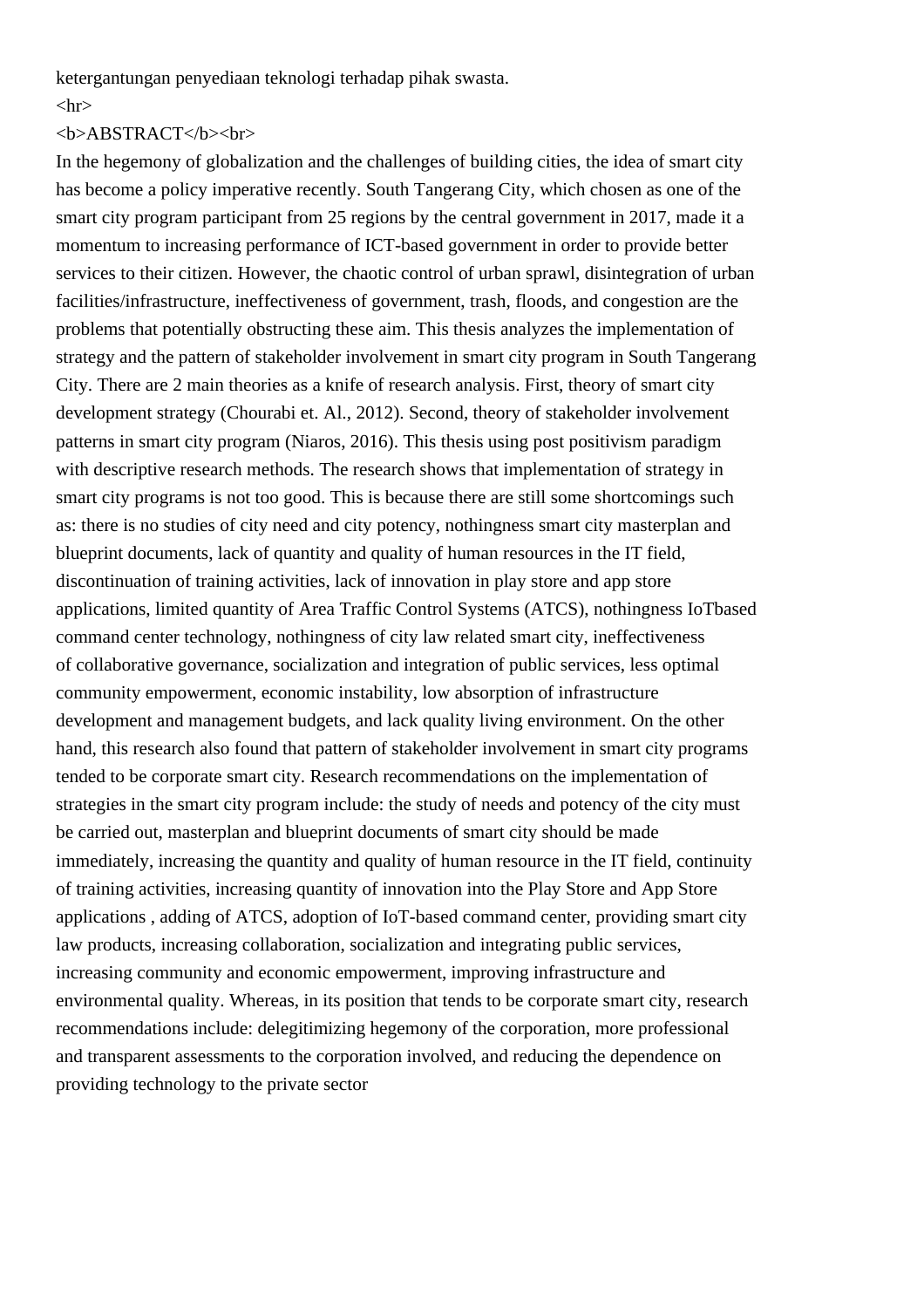ketergantungan penyediaan teknologi terhadap pihak swasta.

<hr>

<b>ABSTRACT</b><br>

In the hegemony of globalization and the challenges of building cities, the idea of smart city has become a policy imperative recently. South Tangerang City, which chosen as one of the smart city program participant from 25 regions by the central government in 2017, made it a momentum to increasing performance of ICT-based government in order to provide better services to their citizen. However, the chaotic control of urban sprawl, disintegration of urban facilities/infrastructure, ineffectiveness of government, trash, floods, and congestion are the problems that potentially obstructing these aim. This thesis analyzes the implementation of strategy and the pattern of stakeholder involvement in smart city program in South Tangerang City. There are 2 main theories as a knife of research analysis. First, theory of smart city development strategy (Chourabi et. Al., 2012). Second, theory of stakeholder involvement patterns in smart city program (Niaros, 2016). This thesis using post positivism paradigm with descriptive research methods. The research shows that implementation of strategy in smart city programs is not too good. This is because there are still some shortcomings such as: there is no studies of city need and city potency, nothingness smart city masterplan and blueprint documents, lack of quantity and quality of human resources in the IT field, discontinuation of training activities, lack of innovation in play store and app store applications, limited quantity of Area Traffic Control Systems (ATCS), nothingness IoTbased command center technology, nothingness of city law related smart city, ineffectiveness of collaborative governance, socialization and integration of public services, less optimal community empowerment, economic instability, low absorption of infrastructure development and management budgets, and lack quality living environment. On the other hand, this research also found that pattern of stakeholder involvement in smart city programs tended to be corporate smart city. Research recommendations on the implementation of strategies in the smart city program include: the study of needs and potency of the city must be carried out, masterplan and blueprint documents of smart city should be made immediately, increasing the quantity and quality of human resource in the IT field, continuity of training activities, increasing quantity of innovation into the Play Store and App Store applications , adding of ATCS, adoption of IoT-based command center, providing smart city law products, increasing collaboration, socialization and integrating public services, increasing community and economic empowerment, improving infrastructure and environmental quality. Whereas, in its position that tends to be corporate smart city, research recommendations include: delegitimizing hegemony of the corporation, more professional and transparent assessments to the corporation involved, and reducing the dependence on providing technology to the private sector